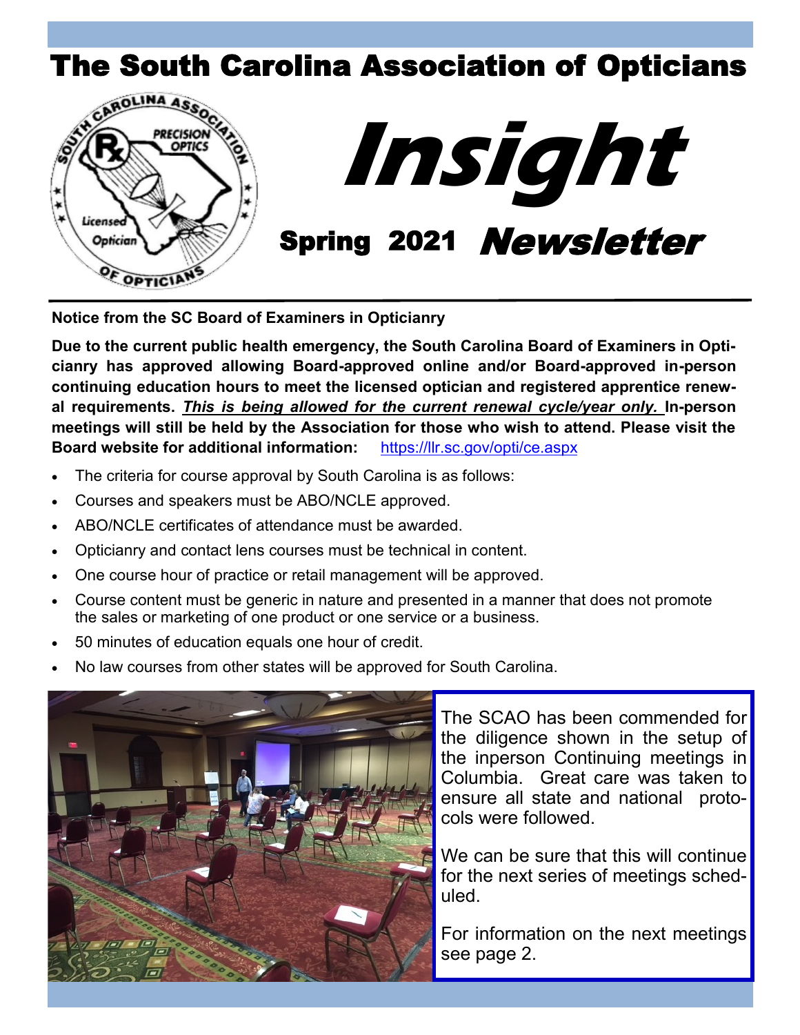# The South Carolina Association of Opticians

# Insight

## Spring 2021 Newsletter

**Notice from the SC Board of Examiners in Opticianry**

**Due to the current public health emergency, the South Carolina Board of Examiners in Opticianry has approved allowing Board-approved online and/or Board-approved in-person continuing education hours to meet the licensed optician and registered apprentice renewal requirements. _This is being allowed for the current renewal cycle/year only._ In-person meetings will still be held by the Association for those who wish to attend. Please visit the Board website for additional information:** https://llr.sc.gov/opti/ce.aspx

- The criteria for course approval by South Carolina is as follows:
- Courses and speakers must be ABO/NCLE approved.
- ABO/NCLE certificates of attendance must be awarded.
- Opticianry and contact lens courses must be technical in content.
- One course hour of practice or retail management will be approved.
- Course content must be generic in nature and presented in a manner that does not promote the sales or marketing of one product or one service or a business.
- 50 minutes of education equals one hour of credit.
- No law courses from other states will be approved for South Carolina.

The SCAO has been commended for the diligence shown in the setup of the inperson Continuing meetings in Columbia. Great care was taken to ensure all state and national protocols were followed.

We can be sure that this will continue for the next series of meetings scheduled.

For information on the next meetings see page 2.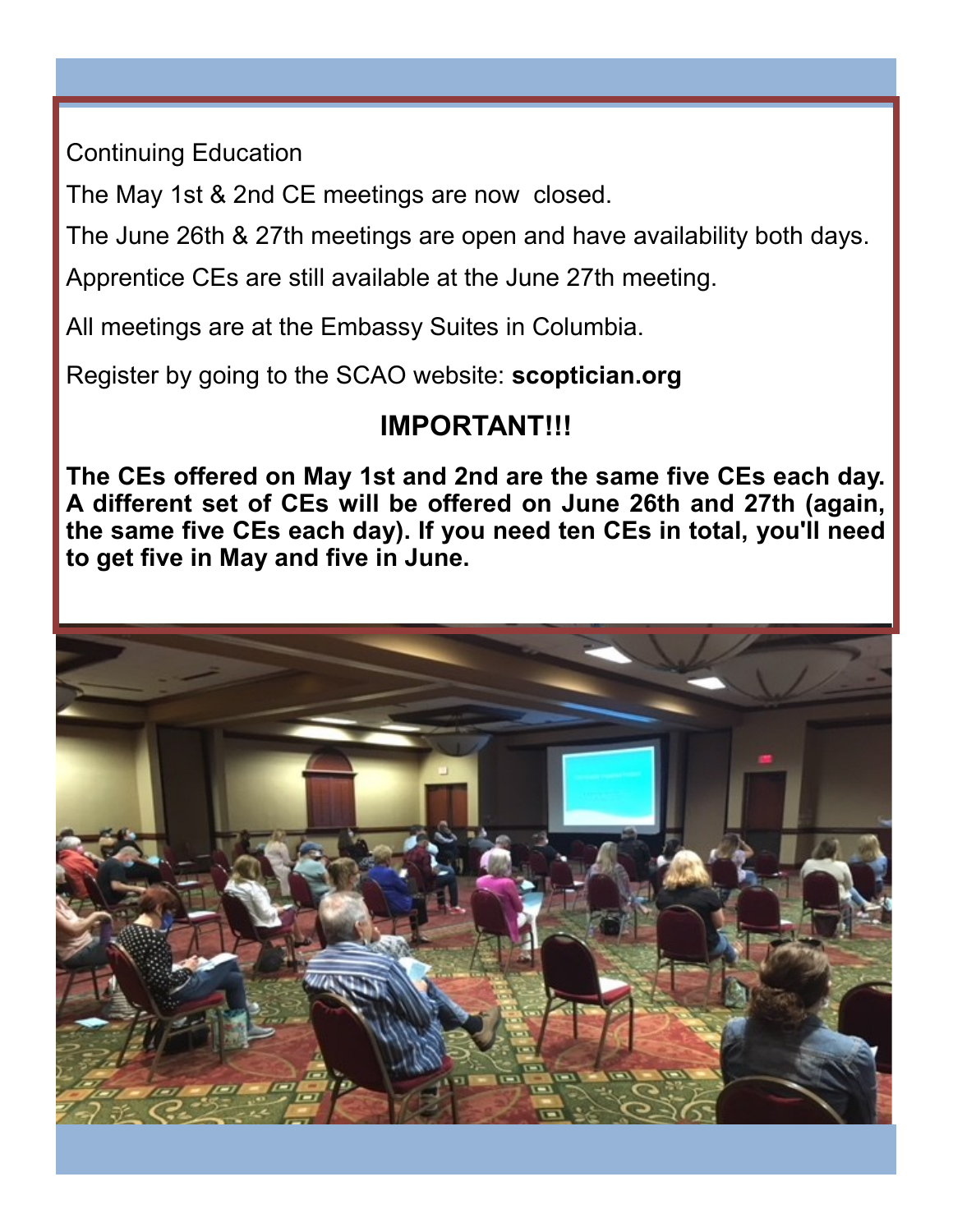Continuing Education

The May 1st & 2nd CE meetings are now closed.

The June 26th & 27th meetings are open and have availability both days.

Apprentice CEs are still available at the June 27th meeting.

All meetings are at the Embassy Suites in Columbia.

Register by going to the SCAO website: **scoptician.org**

## IMPORTANT!!!

**The CEs offered on May 1st and 2nd are the same five CEs each day. A different set of CEs will be offered on June 26th and 27th (again, the same five CEs each day). If you need ten CEs in total, you'll need to get five in May and five in June.**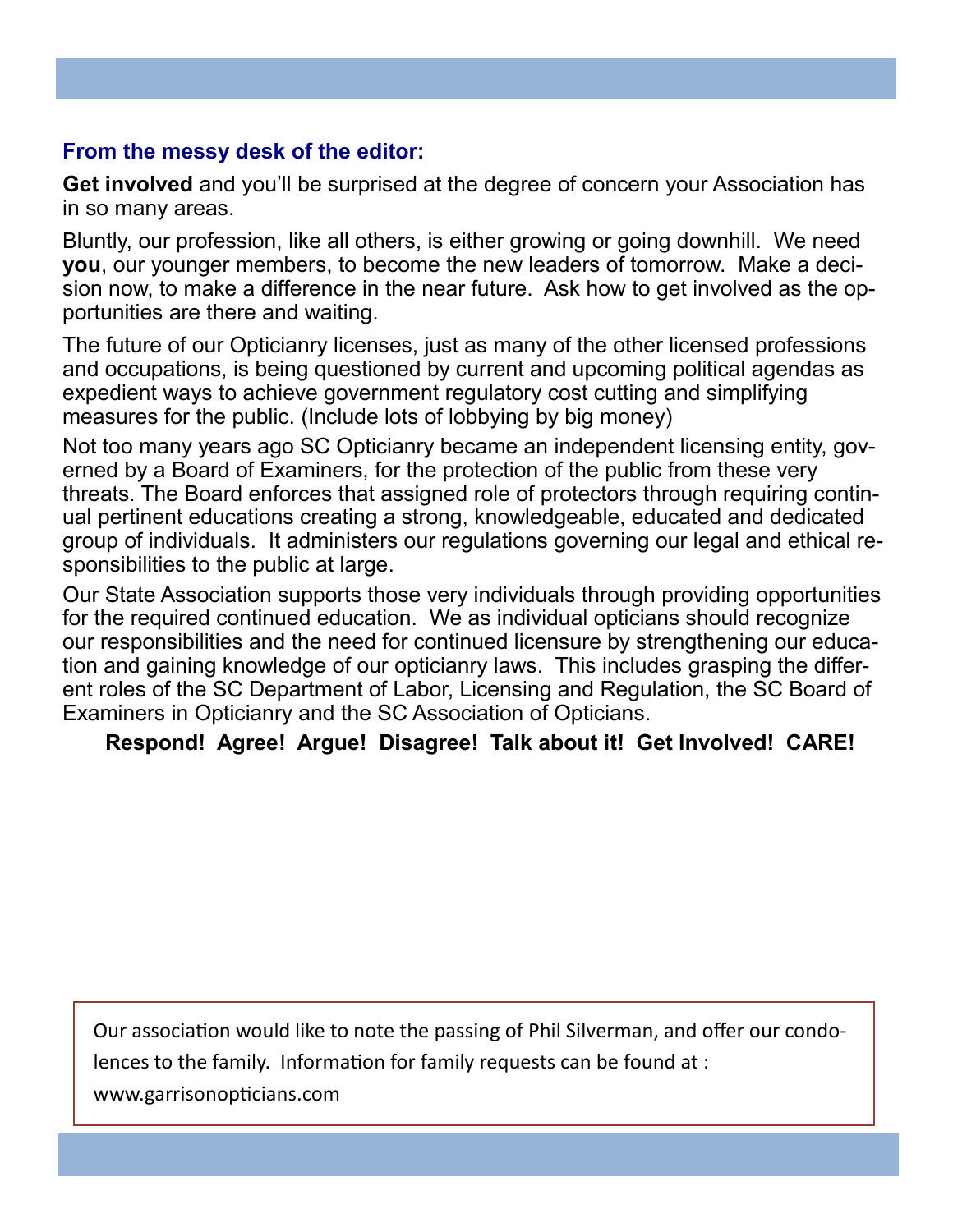### From the messy desk of the editor:

**Get involved** and you'll be surprised at the degree of concern your Association has in so many areas.

Bluntly, our profession, like all others, is either growing or going downhill. We need **you**, our younger members, to become the new leaders of tomorrow. Make a decision now, to make a difference in the near future. Ask how to get involved as the opportunities are there and waiting.

The future of our Opticianry licenses, just as many of the other licensed professions and occupations, is being questioned by current and upcoming political agendas as expedient ways to achieve government regulatory cost cutting and simplifying measures for the public. (Include lots of lobbying by big money)

Not too many years ago SC Opticianry became an independent licensing entity, governed by a Board of Examiners, for the protection of the public from these very threats. The Board enforces that assigned role of protectors through requiring continual pertinent educations creating a strong, knowledgeable, educated and dedicated group of individuals. It administers our regulations governing our legal and ethical responsibilities to the public at large.

Our State Association supports those very individuals through providing opportunities for the required continued education. We as individual opticians should recognize our responsibilities and the need for continued licensure by strengthening our education and gaining knowledge of our opticianry laws. This includes grasping the different roles of the SC Department of Labor, Licensing and Regulation, the SC Board of Examiners in Opticianry and the SC Association of Opticians.

**Respond! Agree! Argue! Disagree! Talk about it! Get Involved! CARE!**

Our association would like to note the passing of Phil Silverman, and offer our condolences to the family. Information for family requests can be found at : www.garrisonopticians.com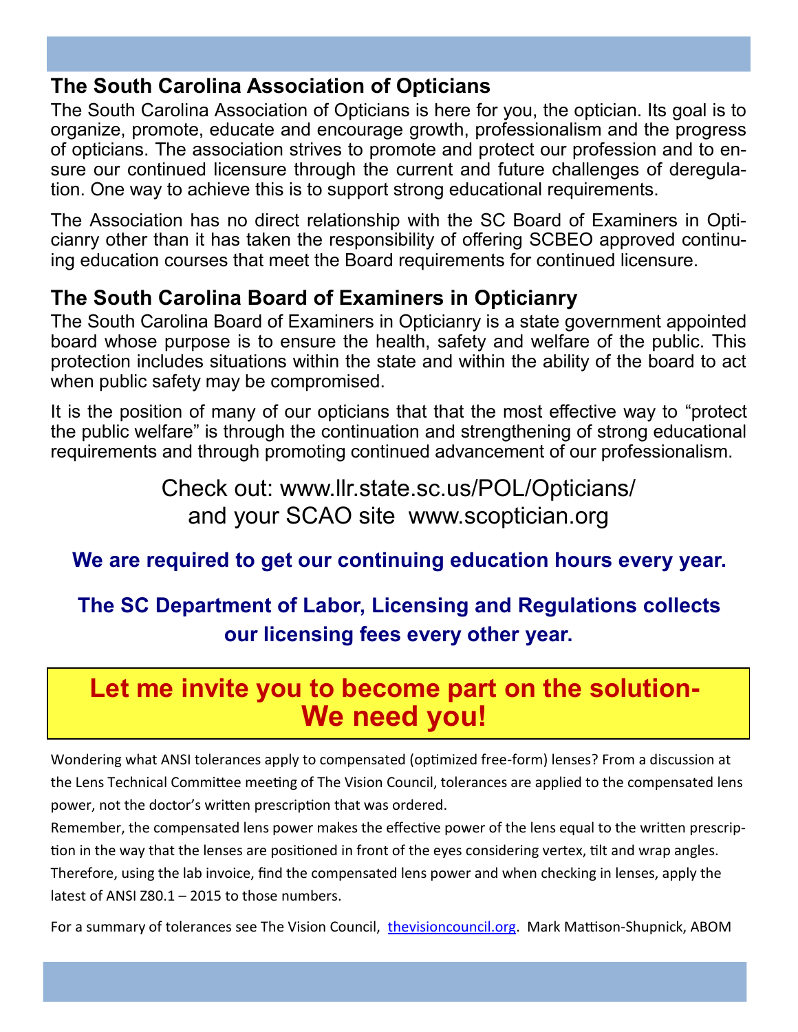## The South Carolina Association of Opticians

The South Carolina Association of Opticians is here for you, the optician. Its goal is to organize, promote, educate and encourage growth, professionalism and the progress of opticians. The association strives to promote and protect our profession and to ensure our continued licensure through the current and future challenges of deregulation. One way to achieve this is to support strong educational requirements.

The Association has no direct relationship with the SC Board of Examiners in Opticianry other than it has taken the responsibility of offering SCBEO approved continuing education courses that meet the Board requirements for continued licensure.

## The South Carolina Board of Examiners in Opticianry

The South Carolina Board of Examiners in Opticianry is a state government appointed board whose purpose is to ensure the health, safety and welfare of the public. This protection includes situations within the state and within the ability of the board to act when public safety may be compromised.

It is the position of many of our opticians that that the most effective way to "protect the public welfare" is through the continuation and strengthening of strong educational requirements and through promoting continued advancement of our professionalism.

Check out: www.llr.state.sc.us/POL/Opticians/
and your SCAO site www.scoptician.org

**We are required to get our continuing education hours every year.**

**The SC Department of Labor, Licensing and Regulations collects our licensing fees every other year.**

**Let me invite you to become part on the solution- We need you!**

Wondering what ANSI tolerances apply to compensated (optimized free-form) lenses? From a discussion at the Lens Technical Committee meeting of The Vision Council, tolerances are applied to the compensated lens power, not the doctor's written prescription that was ordered.
Remember, the compensated lens power makes the effective power of the lens equal to the written prescription in the way that the lenses are positioned in front of the eyes considering vertex, tilt and wrap angles. Therefore, using the lab invoice, find the compensated lens power and when checking in lenses, apply the latest of ANSI Z80.1 – 2015 to those numbers.

For a summary of tolerances see The Vision Council, thevisioncouncil.org. Mark Mattison-Shupnick, ABOM